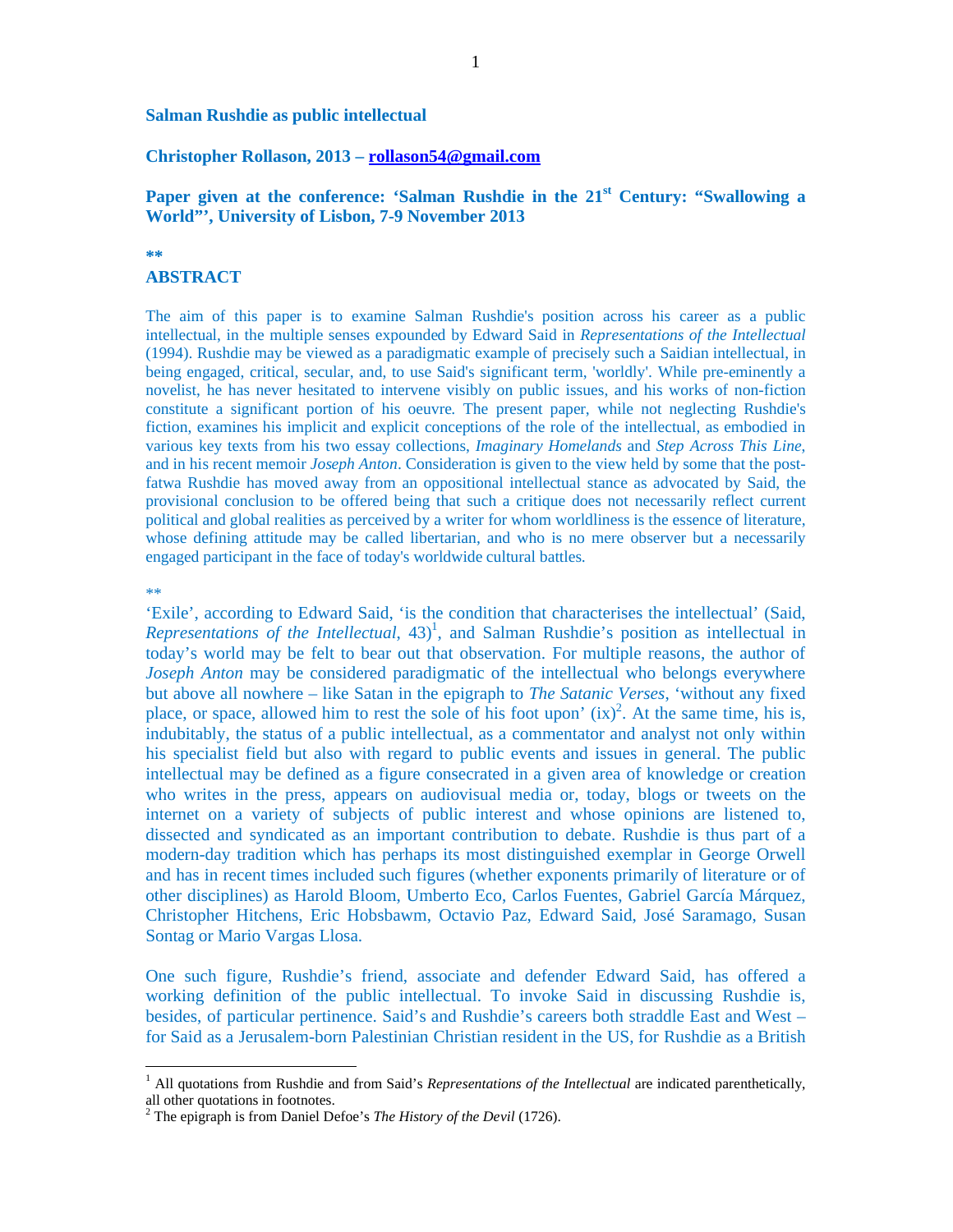# Salman Rushdie as public intellectual

**Christopher Rollason, 2013 – rollason54@gmail.com**

**Paper given at the conference: 'Salman Rushdie in the 21st Century: "Swallowing a World"', University of Lisbon, 7-9 November 2013**

**

## ABSTRACT

The aim of this paper is to examine Salman Rushdie's position across his career as a public intellectual, in the multiple senses expounded by Edward Said in *Representations of the Intellectual* (1994). Rushdie may be viewed as a paradigmatic example of precisely such a Saidian intellectual, in being engaged, critical, secular, and, to use Said's significant term, 'worldly'. While pre-eminently a novelist, he has never hesitated to intervene visibly on public issues, and his works of non-fiction constitute a significant portion of his oeuvre. The present paper, while not neglecting Rushdie's fiction, examines his implicit and explicit conceptions of the role of the intellectual, as embodied in various key texts from his two essay collections, *Imaginary Homelands* and *Step Across This Line*, and in his recent memoir *Joseph Anton*. Consideration is given to the view held by some that the post-fatwa Rushdie has moved away from an oppositional intellectual stance as advocated by Said, the provisional conclusion to be offered being that such a critique does not necessarily reflect current political and global realities as perceived by a writer for whom worldliness is the essence of literature, whose defining attitude may be called libertarian, and who is no mere observer but a necessarily engaged participant in the face of today's worldwide cultural battles.

**

'Exile', according to Edward Said, 'is the condition that characterises the intellectual' (Said, *Representations of the Intellectual*, 43)[1], and Salman Rushdie's position as intellectual in today's world may be felt to bear out that observation. For multiple reasons, the author of *Joseph Anton* may be considered paradigmatic of the intellectual who belongs everywhere but above all nowhere – like Satan in the epigraph to *The Satanic Verses*, 'without any fixed place, or space, allowed him to rest the sole of his foot upon' (ix)[2]. At the same time, his is, indubitably, the status of a public intellectual, as a commentator and analyst not only within his specialist field but also with regard to public events and issues in general. The public intellectual may be defined as a figure consecrated in a given area of knowledge or creation who writes in the press, appears on audiovisual media or, today, blogs or tweets on the internet on a variety of subjects of public interest and whose opinions are listened to, dissected and syndicated as an important contribution to debate. Rushdie is thus part of a modern-day tradition which has perhaps its most distinguished exemplar in George Orwell and has in recent times included such figures (whether exponents primarily of literature or of other disciplines) as Harold Bloom, Umberto Eco, Carlos Fuentes, Gabriel García Márquez, Christopher Hitchens, Eric Hobsbawm, Octavio Paz, Edward Said, José Saramago, Susan Sontag or Mario Vargas Llosa.

One such figure, Rushdie's friend, associate and defender Edward Said, has offered a working definition of the public intellectual. To invoke Said in discussing Rushdie is, besides, of particular pertinence. Said's and Rushdie's careers both straddle East and West – for Said as a Jerusalem-born Palestinian Christian resident in the US, for Rushdie as a British

---

[1] All quotations from Rushdie and from Said's *Representations of the Intellectual* are indicated parenthetically, all other quotations in footnotes.

[2] The epigraph is from Daniel Defoe's *The History of the Devil* (1726).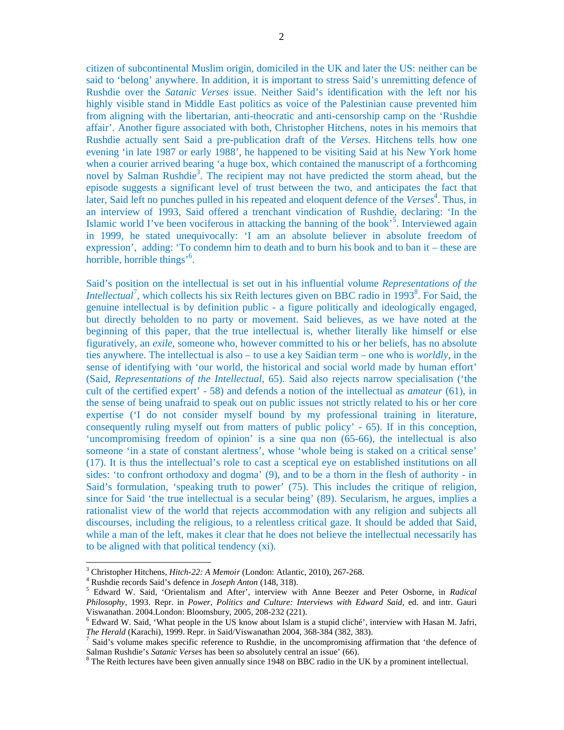citizen of subcontinental Muslim origin, domiciled in the UK and later the US: neither can be said to 'belong' anywhere. In addition, it is important to stress Said's unremitting defence of Rushdie over the *Satanic Verses* issue. Neither Said's identification with the left nor his highly visible stand in Middle East politics as voice of the Palestinian cause prevented him from aligning with the libertarian, anti-theocratic and anti-censorship camp on the 'Rushdie affair'. Another figure associated with both, Christopher Hitchens, notes in his memoirs that Rushdie actually sent Said a pre-publication draft of the *Verses*. Hitchens tells how one evening 'in late 1987 or early 1988', he happened to be visiting Said at his New York home when a courier arrived bearing 'a huge box, which contained the manuscript of a forthcoming novel by Salman Rushdie[3]. The recipient may not have predicted the storm ahead, but the episode suggests a significant level of trust between the two, and anticipates the fact that later, Said left no punches pulled in his repeated and eloquent defence of the *Verses*[4]. Thus, in an interview of 1993, Said offered a trenchant vindication of Rushdie, declaring: 'In the Islamic world I've been vociferous in attacking the banning of the book'[5]. Interviewed again in 1999, he stated unequivocally: 'I am an absolute believer in absolute freedom of expression', adding: 'To condemn him to death and to burn his book and to ban it – these are horrible, horrible things'[6].

Said's position on the intellectual is set out in his influential volume *Representations of the Intellectual*[7], which collects his six Reith lectures given on BBC radio in 1993[8]. For Said, the genuine intellectual is by definition public - a figure politically and ideologically engaged, but directly beholden to no party or movement. Said believes, as we have noted at the beginning of this paper, that the true intellectual is, whether literally like himself or else figuratively, an *exile*, someone who, however committed to his or her beliefs, has no absolute ties anywhere. The intellectual is also – to use a key Saidian term – one who is *worldly*, in the sense of identifying with 'our world, the historical and social world made by human effort' (Said, *Representations of the Intellectual*, 65). Said also rejects narrow specialisation ('the cult of the certified expert' - 58) and defends a notion of the intellectual as *amateur* (61), in the sense of being unafraid to speak out on public issues not strictly related to his or her core expertise ('I do not consider myself bound by my professional training in literature, consequently ruling myself out from matters of public policy' - 65). If in this conception, 'uncompromising freedom of opinion' is a sine qua non (65-66), the intellectual is also someone 'in a state of constant alertness', whose 'whole being is staked on a critical sense' (17). It is thus the intellectual's role to cast a sceptical eye on established institutions on all sides: 'to confront orthodoxy and dogma' (9), and to be a thorn in the flesh of authority - in Said's formulation, 'speaking truth to power' (75). This includes the critique of religion, since for Said 'the true intellectual is a secular being' (89). Secularism, he argues, implies a rationalist view of the world that rejects accommodation with any religion and subjects all discourses, including the religious, to a relentless critical gaze. It should be added that Said, while a man of the left, makes it clear that he does not believe the intellectual necessarily has to be aligned with that political tendency (xi).

---

[3] Christopher Hitchens, *Hitch-22: A Memoir* (London: Atlantic, 2010), 267-268.

[4] Rushdie records Said's defence in *Joseph Anton* (148, 318).

[5] Edward W. Said, 'Orientalism and After', interview with Anne Beezer and Peter Osborne, in *Radical Philosophy*, 1993. Repr. in *Power, Politics and Culture: Interviews with Edward Said*, ed. and intr. Gauri Viswanathan. 2004.London: Bloomsbury, 2005, 208-232 (221).

[6] Edward W. Said, 'What people in the US know about Islam is a stupid cliché', interview with Hasan M. Jafri, *The Herald* (Karachi), 1999. Repr. in Said/Viswanathan 2004, 368-384 (382, 383).

[7] Said's volume makes specific reference to Rushdie, in the uncompromising affirmation that 'the defence of Salman Rushdie's *Satanic Verses* has been so absolutely central an issue' (66).

[8] The Reith lectures have been given annually since 1948 on BBC radio in the UK by a prominent intellectual.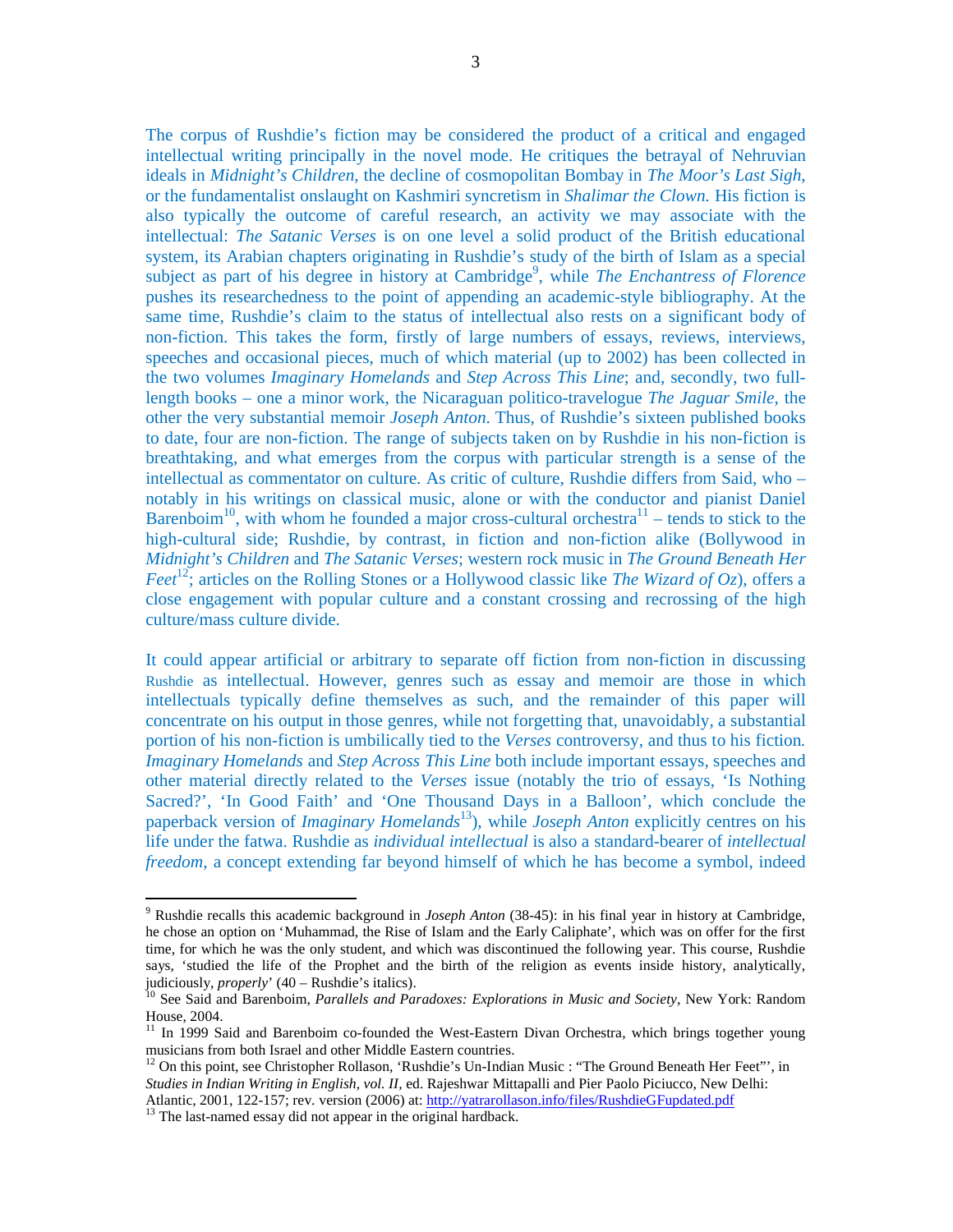The corpus of Rushdie's fiction may be considered the product of a critical and engaged intellectual writing principally in the novel mode. He critiques the betrayal of Nehruvian ideals in *Midnight's Children*, the decline of cosmopolitan Bombay in *The Moor's Last Sigh*, or the fundamentalist onslaught on Kashmiri syncretism in *Shalimar the Clown.* His fiction is also typically the outcome of careful research, an activity we may associate with the intellectual: *The Satanic Verses* is on one level a solid product of the British educational system, its Arabian chapters originating in Rushdie's study of the birth of Islam as a special subject as part of his degree in history at Cambridge[9], while *The Enchantress of Florence* pushes its researchedness to the point of appending an academic-style bibliography. At the same time, Rushdie's claim to the status of intellectual also rests on a significant body of non-fiction. This takes the form, firstly of large numbers of essays, reviews, interviews, speeches and occasional pieces, much of which material (up to 2002) has been collected in the two volumes *Imaginary Homelands* and *Step Across This Line*; and, secondly, two full-length books – one a minor work, the Nicaraguan politico-travelogue *The Jaguar Smile*, the other the very substantial memoir *Joseph Anton*. Thus, of Rushdie's sixteen published books to date, four are non-fiction. The range of subjects taken on by Rushdie in his non-fiction is breathtaking, and what emerges from the corpus with particular strength is a sense of the intellectual as commentator on culture. As critic of culture, Rushdie differs from Said, who – notably in his writings on classical music, alone or with the conductor and pianist Daniel Barenboim[10], with whom he founded a major cross-cultural orchestra[11] – tends to stick to the high-cultural side; Rushdie, by contrast, in fiction and non-fiction alike (Bollywood in *Midnight's Children* and *The Satanic Verses*; western rock music in *The Ground Beneath Her Feet*[12]; articles on the Rolling Stones or a Hollywood classic like *The Wizard of Oz*), offers a close engagement with popular culture and a constant crossing and recrossing of the high culture/mass culture divide.

It could appear artificial or arbitrary to separate off fiction from non-fiction in discussing Rushdie as intellectual. However, genres such as essay and memoir are those in which intellectuals typically define themselves as such, and the remainder of this paper will concentrate on his output in those genres, while not forgetting that, unavoidably, a substantial portion of his non-fiction is umbilically tied to the *Verses* controversy, and thus to his fiction. *Imaginary Homelands* and *Step Across This Line* both include important essays, speeches and other material directly related to the *Verses* issue (notably the trio of essays, 'Is Nothing Sacred?', 'In Good Faith' and 'One Thousand Days in a Balloon', which conclude the paperback version of *Imaginary Homelands*[13]), while *Joseph Anton* explicitly centres on his life under the fatwa. Rushdie as *individual intellectual* is also a standard-bearer of *intellectual freedom*, a concept extending far beyond himself of which he has become a symbol, indeed

---

[9] Rushdie recalls this academic background in *Joseph Anton* (38-45): in his final year in history at Cambridge, he chose an option on 'Muhammad, the Rise of Islam and the Early Caliphate', which was on offer for the first time, for which he was the only student, and which was discontinued the following year. This course, Rushdie says, 'studied the life of the Prophet and the birth of the religion as events inside history, analytically, judiciously, *properly*' (40 – Rushdie's italics).

[10] See Said and Barenboim, *Parallels and Paradoxes: Explorations in Music and Society*, New York: Random House, 2004.

[11] In 1999 Said and Barenboim co-founded the West-Eastern Divan Orchestra, which brings together young musicians from both Israel and other Middle Eastern countries.

[12] On this point, see Christopher Rollason, 'Rushdie's Un-Indian Music : "The Ground Beneath Her Feet"', in *Studies in Indian Writing in English, vol. II*, ed. Rajeshwar Mittapalli and Pier Paolo Piciucco, New Delhi: Atlantic, 2001, 122-157; rev. version (2006) at: http://yatrarollason.info/files/RushdieGFupdated.pdf

[13] The last-named essay did not appear in the original hardback.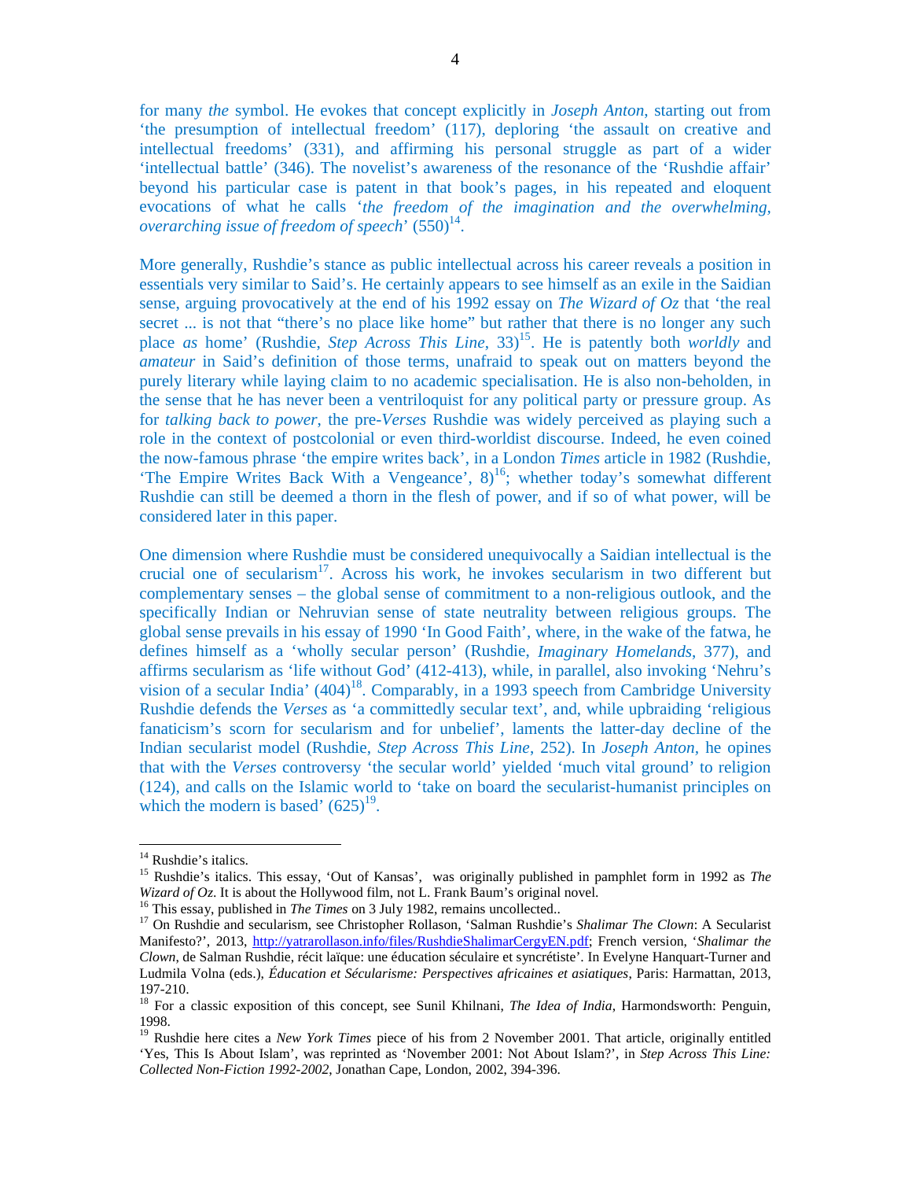for many *the* symbol. He evokes that concept explicitly in *Joseph Anton*, starting out from 'the presumption of intellectual freedom' (117), deploring 'the assault on creative and intellectual freedoms' (331), and affirming his personal struggle as part of a wider 'intellectual battle' (346). The novelist's awareness of the resonance of the 'Rushdie affair' beyond his particular case is patent in that book's pages, in his repeated and eloquent evocations of what he calls '*the freedom of the imagination and the overwhelming, overarching issue of freedom of speech*' (550)[14].

More generally, Rushdie's stance as public intellectual across his career reveals a position in essentials very similar to Said's. He certainly appears to see himself as an exile in the Saidian sense, arguing provocatively at the end of his 1992 essay on *The Wizard of Oz* that 'the real secret ... is not that "there's no place like home" but rather that there is no longer any such place *as* home' (Rushdie, *Step Across This Line*, 33)[15]. He is patently both *worldly* and *amateur* in Said's definition of those terms, unafraid to speak out on matters beyond the purely literary while laying claim to no academic specialisation. He is also non-beholden, in the sense that he has never been a ventriloquist for any political party or pressure group. As for *talking back to power*, the pre-*Verses* Rushdie was widely perceived as playing such a role in the context of postcolonial or even third-worldist discourse. Indeed, he even coined the now-famous phrase 'the empire writes back', in a London *Times* article in 1982 (Rushdie, 'The Empire Writes Back With a Vengeance', 8)[16]; whether today's somewhat different Rushdie can still be deemed a thorn in the flesh of power, and if so of what power, will be considered later in this paper.

One dimension where Rushdie must be considered unequivocally a Saidian intellectual is the crucial one of secularism[17]. Across his work, he invokes secularism in two different but complementary senses – the global sense of commitment to a non-religious outlook, and the specifically Indian or Nehruvian sense of state neutrality between religious groups. The global sense prevails in his essay of 1990 'In Good Faith', where, in the wake of the fatwa, he defines himself as a 'wholly secular person' (Rushdie, *Imaginary Homelands*, 377), and affirms secularism as 'life without God' (412-413), while, in parallel, also invoking 'Nehru's vision of a secular India' (404)[18]. Comparably, in a 1993 speech from Cambridge University Rushdie defends the *Verses* as 'a committedly secular text', and, while upbraiding 'religious fanaticism's scorn for secularism and for unbelief', laments the latter-day decline of the Indian secularist model (Rushdie, *Step Across This Line*, 252). In *Joseph Anton*, he opines that with the *Verses* controversy 'the secular world' yielded 'much vital ground' to religion (124), and calls on the Islamic world to 'take on board the secularist-humanist principles on which the modern is based' (625)[19].

---

[14] Rushdie's italics.

[15] Rushdie's italics. This essay, 'Out of Kansas', was originally published in pamphlet form in 1992 as *The Wizard of Oz*. It is about the Hollywood film, not L. Frank Baum's original novel.

[16] This essay, published in *The Times* on 3 July 1982, remains uncollected..

[17] On Rushdie and secularism, see Christopher Rollason, 'Salman Rushdie's *Shalimar The Clown*: A Secularist Manifesto?', 2013, http://yatrarollason.info/files/RushdieShalimarCergyEN.pdf; French version, '*Shalimar the Clown*, de Salman Rushdie, récit laïque: une éducation séculaire et syncrétiste'. In Evelyne Hanquart-Turner and Ludmila Volna (eds.), *Éducation et Sécularisme: Perspectives africaines et asiatiques*, Paris: Harmattan, 2013, 197-210.

[18] For a classic exposition of this concept, see Sunil Khilnani, *The Idea of India*, Harmondsworth: Penguin, 1998.

[19] Rushdie here cites a *New York Times* piece of his from 2 November 2001. That article, originally entitled 'Yes, This Is About Islam', was reprinted as 'November 2001: Not About Islam?', in *Step Across This Line: Collected Non-Fiction 1992-2002*, Jonathan Cape, London, 2002, 394-396.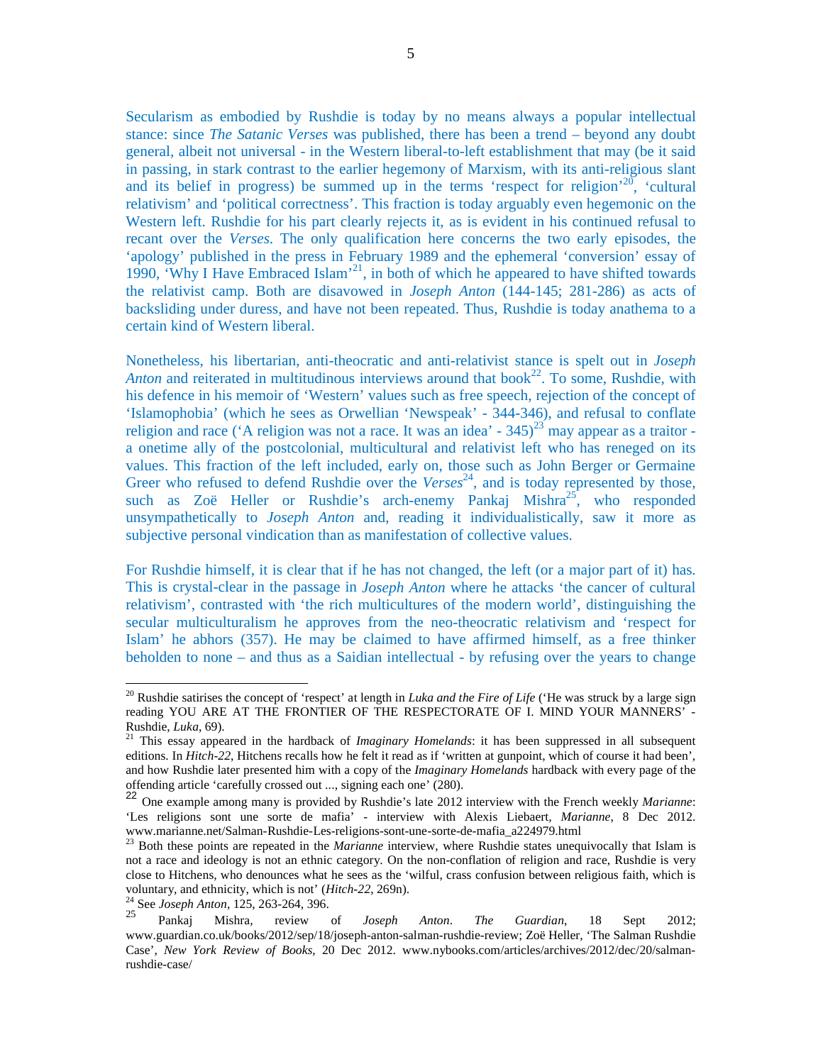Secularism as embodied by Rushdie is today by no means always a popular intellectual stance: since *The Satanic Verses* was published, there has been a trend – beyond any doubt general, albeit not universal - in the Western liberal-to-left establishment that may (be it said in passing, in stark contrast to the earlier hegemony of Marxism, with its anti-religious slant and its belief in progress) be summed up in the terms 'respect for religion'[20], 'cultural relativism' and 'political correctness'. This fraction is today arguably even hegemonic on the Western left. Rushdie for his part clearly rejects it, as is evident in his continued refusal to recant over the *Verses*. The only qualification here concerns the two early episodes, the 'apology' published in the press in February 1989 and the ephemeral 'conversion' essay of 1990, 'Why I Have Embraced Islam'[21], in both of which he appeared to have shifted towards the relativist camp. Both are disavowed in *Joseph Anton* (144-145; 281-286) as acts of backsliding under duress, and have not been repeated. Thus, Rushdie is today anathema to a certain kind of Western liberal.

Nonetheless, his libertarian, anti-theocratic and anti-relativist stance is spelt out in *Joseph Anton* and reiterated in multitudinous interviews around that book[22]. To some, Rushdie, with his defence in his memoir of 'Western' values such as free speech, rejection of the concept of 'Islamophobia' (which he sees as Orwellian 'Newspeak' - 344-346), and refusal to conflate religion and race ('A religion was not a race. It was an idea' - 345)[23] may appear as a traitor - a onetime ally of the postcolonial, multicultural and relativist left who has reneged on its values. This fraction of the left included, early on, those such as John Berger or Germaine Greer who refused to defend Rushdie over the *Verses*[24], and is today represented by those, such as Zoë Heller or Rushdie's arch-enemy Pankaj Mishra[25], who responded unsympathetically to *Joseph Anton* and, reading it individualistically, saw it more as subjective personal vindication than as manifestation of collective values.

For Rushdie himself, it is clear that if he has not changed, the left (or a major part of it) has. This is crystal-clear in the passage in *Joseph Anton* where he attacks 'the cancer of cultural relativism', contrasted with 'the rich multicultures of the modern world', distinguishing the secular multiculturalism he approves from the neo-theocratic relativism and 'respect for Islam' he abhors (357). He may be claimed to have affirmed himself, as a free thinker beholden to none – and thus as a Saidian intellectual - by refusing over the years to change

---

[20] Rushdie satirises the concept of 'respect' at length in *Luka and the Fire of Life* ('He was struck by a large sign reading YOU ARE AT THE FRONTIER OF THE RESPECTORATE OF I. MIND YOUR MANNERS' - Rushdie, *Luka*, 69).

[21] This essay appeared in the hardback of *Imaginary Homelands*: it has been suppressed in all subsequent editions. In *Hitch-22*, Hitchens recalls how he felt it read as if 'written at gunpoint, which of course it had been', and how Rushdie later presented him with a copy of the *Imaginary Homelands* hardback with every page of the offending article 'carefully crossed out ..., signing each one' (280).

[22] One example among many is provided by Rushdie's late 2012 interview with the French weekly *Marianne*: 'Les religions sont une sorte de mafia' - interview with Alexis Liebaert, *Marianne*, 8 Dec 2012. www.marianne.net/Salman-Rushdie-Les-religions-sont-une-sorte-de-mafia_a224979.html

[23] Both these points are repeated in the *Marianne* interview, where Rushdie states unequivocally that Islam is not a race and ideology is not an ethnic category. On the non-conflation of religion and race, Rushdie is very close to Hitchens, who denounces what he sees as the 'wilful, crass confusion between religious faith, which is voluntary, and ethnicity, which is not' (*Hitch-22*, 269n).

[24] See *Joseph Anton*, 125, 263-264, 396.

[25] Pankaj Mishra, review of *Joseph Anton*. *The Guardian*, 18 Sept 2012; www.guardian.co.uk/books/2012/sep/18/joseph-anton-salman-rushdie-review; Zoë Heller, 'The Salman Rushdie Case', *New York Review of Books*, 20 Dec 2012. www.nybooks.com/articles/archives/2012/dec/20/salman-rushdie-case/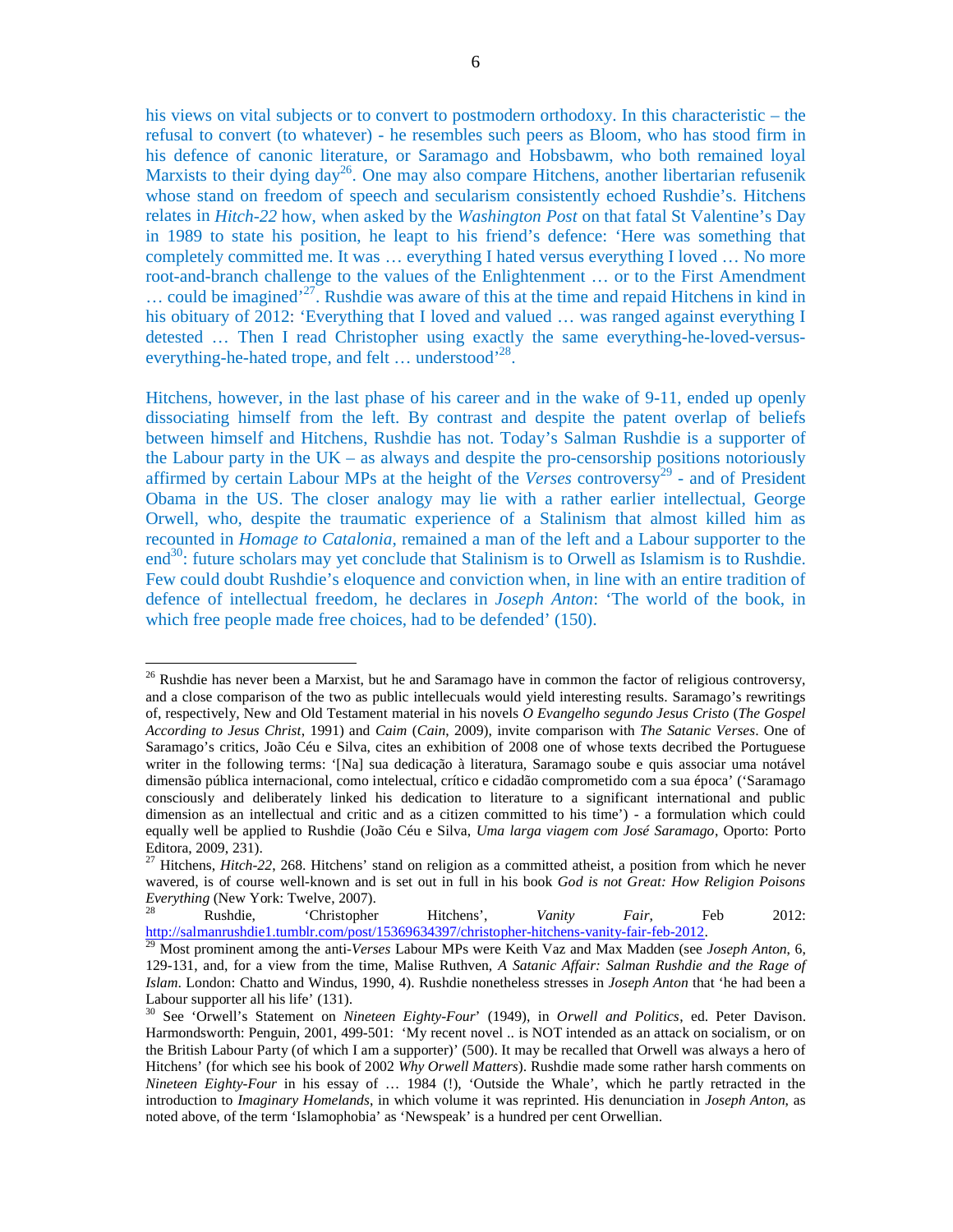his views on vital subjects or to convert to postmodern orthodoxy. In this characteristic – the refusal to convert (to whatever) - he resembles such peers as Bloom, who has stood firm in his defence of canonic literature, or Saramago and Hobsbawm, who both remained loyal Marxists to their dying day[26]. One may also compare Hitchens, another libertarian refusenik whose stand on freedom of speech and secularism consistently echoed Rushdie's. Hitchens relates in *Hitch-22* how, when asked by the *Washington Post* on that fatal St Valentine's Day in 1989 to state his position, he leapt to his friend's defence: 'Here was something that completely committed me. It was … everything I hated versus everything I loved … No more root-and-branch challenge to the values of the Enlightenment … or to the First Amendment … could be imagined'[27]. Rushdie was aware of this at the time and repaid Hitchens in kind in his obituary of 2012: 'Everything that I loved and valued … was ranged against everything I detested … Then I read Christopher using exactly the same everything-he-loved-versus-everything-he-hated trope, and felt … understood'[28].

Hitchens, however, in the last phase of his career and in the wake of 9-11, ended up openly dissociating himself from the left. By contrast and despite the patent overlap of beliefs between himself and Hitchens, Rushdie has not. Today's Salman Rushdie is a supporter of the Labour party in the UK – as always and despite the pro-censorship positions notoriously affirmed by certain Labour MPs at the height of the *Verses* controversy[29] - and of President Obama in the US. The closer analogy may lie with a rather earlier intellectual, George Orwell, who, despite the traumatic experience of a Stalinism that almost killed him as recounted in *Homage to Catalonia*, remained a man of the left and a Labour supporter to the end[30]: future scholars may yet conclude that Stalinism is to Orwell as Islamism is to Rushdie. Few could doubt Rushdie's eloquence and conviction when, in line with an entire tradition of defence of intellectual freedom, he declares in *Joseph Anton*: 'The world of the book, in which free people made free choices, had to be defended' (150).

---

[26] Rushdie has never been a Marxist, but he and Saramago have in common the factor of religious controversy, and a close comparison of the two as public intellecuals would yield interesting results. Saramago's rewritings of, respectively, New and Old Testament material in his novels *O Evangelho segundo Jesus Cristo* (*The Gospel According to Jesus Christ*, 1991) and *Caim* (*Cain*, 2009), invite comparison with *The Satanic Verses*. One of Saramago's critics, João Céu e Silva, cites an exhibition of 2008 one of whose texts decribed the Portuguese writer in the following terms: '[Na] sua dedicação à literatura, Saramago soube e quis associar uma notável dimensão pública internacional, como intelectual, crítico e cidadão comprometido com a sua época' ('Saramago consciously and deliberately linked his dedication to literature to a significant international and public dimension as an intellectual and critic and as a citizen committed to his time') - a formulation which could equally well be applied to Rushdie (João Céu e Silva, *Uma larga viagem com José Saramago*, Oporto: Porto Editora, 2009, 231).

[27] Hitchens, *Hitch-22*, 268. Hitchens' stand on religion as a committed atheist, a position from which he never wavered, is of course well-known and is set out in full in his book *God is not Great: How Religion Poisons Everything* (New York: Twelve, 2007).

[28] Rushdie, 'Christopher Hitchens', *Vanity Fair*, Feb 2012: http://salmanrushdie1.tumblr.com/post/15369634397/christopher-hitchens-vanity-fair-feb-2012.

[29] Most prominent among the anti-*Verses* Labour MPs were Keith Vaz and Max Madden (see *Joseph Anton*, 6, 129-131, and, for a view from the time, Malise Ruthven, *A Satanic Affair: Salman Rushdie and the Rage of Islam*. London: Chatto and Windus, 1990, 4). Rushdie nonetheless stresses in *Joseph Anton* that 'he had been a Labour supporter all his life' (131).

[30] See 'Orwell's Statement on *Nineteen Eighty-Four*' (1949), in *Orwell and Politics*, ed. Peter Davison. Harmondsworth: Penguin, 2001, 499-501: 'My recent novel .. is NOT intended as an attack on socialism, or on the British Labour Party (of which I am a supporter)' (500). It may be recalled that Orwell was always a hero of Hitchens' (for which see his book of 2002 *Why Orwell Matters*). Rushdie made some rather harsh comments on *Nineteen Eighty-Four* in his essay of … 1984 (!), 'Outside the Whale', which he partly retracted in the introduction to *Imaginary Homelands*, in which volume it was reprinted. His denunciation in *Joseph Anton*, as noted above, of the term 'Islamophobia' as 'Newspeak' is a hundred per cent Orwellian.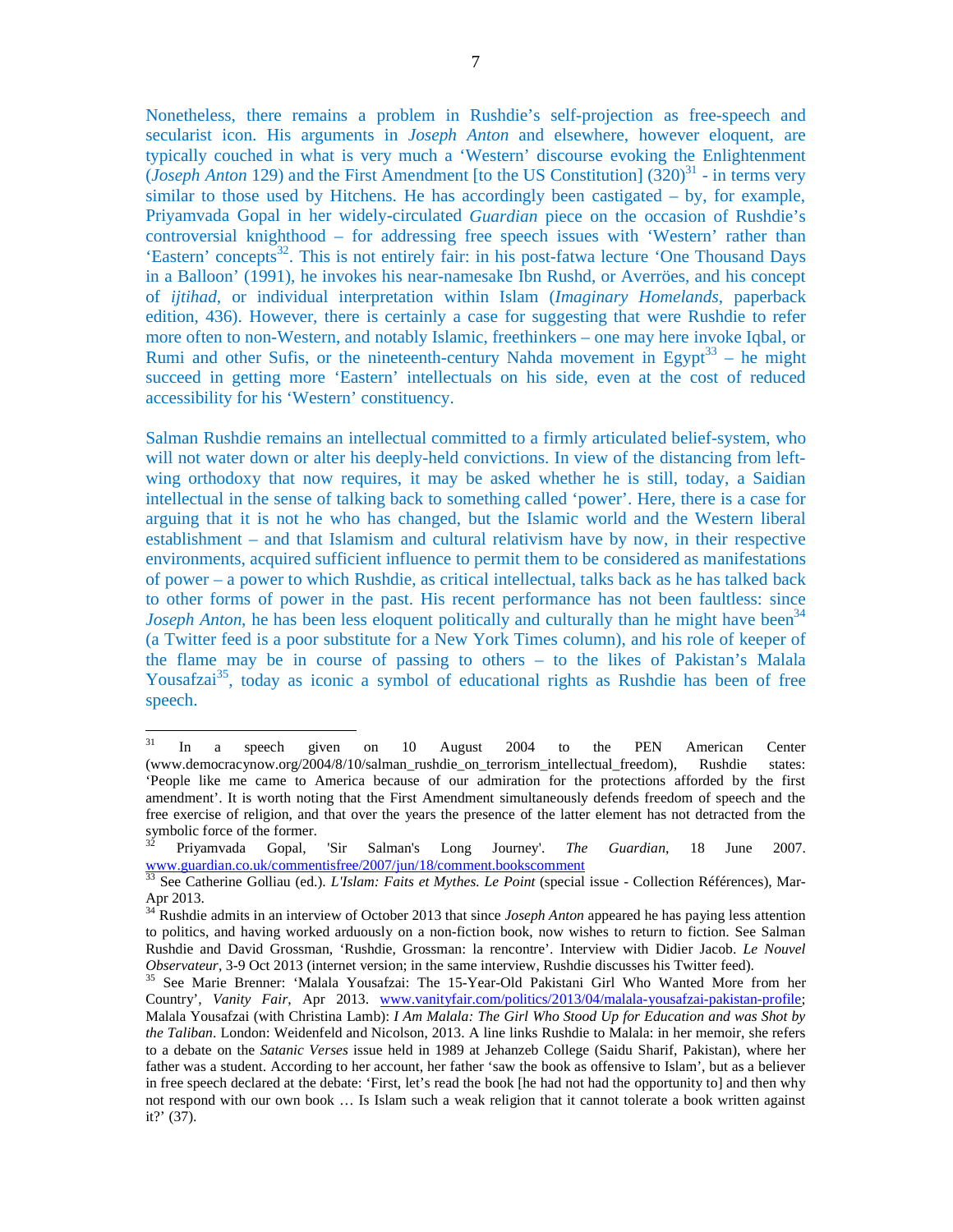Nonetheless, there remains a problem in Rushdie's self-projection as free-speech and secularist icon. His arguments in *Joseph Anton* and elsewhere, however eloquent, are typically couched in what is very much a 'Western' discourse evoking the Enlightenment (*Joseph Anton* 129) and the First Amendment [to the US Constitution] (320)[31] - in terms very similar to those used by Hitchens. He has accordingly been castigated – by, for example, Priyamvada Gopal in her widely-circulated *Guardian* piece on the occasion of Rushdie's controversial knighthood – for addressing free speech issues with 'Western' rather than 'Eastern' concepts[32]. This is not entirely fair: in his post-fatwa lecture 'One Thousand Days in a Balloon' (1991), he invokes his near-namesake Ibn Rushd, or Averröes, and his concept of *ijtihad*, or individual interpretation within Islam (*Imaginary Homelands*, paperback edition, 436). However, there is certainly a case for suggesting that were Rushdie to refer more often to non-Western, and notably Islamic, freethinkers – one may here invoke Iqbal, or Rumi and other Sufis, or the nineteenth-century Nahda movement in Egypt[33] – he might succeed in getting more 'Eastern' intellectuals on his side, even at the cost of reduced accessibility for his 'Western' constituency.

Salman Rushdie remains an intellectual committed to a firmly articulated belief-system, who will not water down or alter his deeply-held convictions. In view of the distancing from left-wing orthodoxy that now requires, it may be asked whether he is still, today, a Saidian intellectual in the sense of talking back to something called 'power'. Here, there is a case for arguing that it is not he who has changed, but the Islamic world and the Western liberal establishment – and that Islamism and cultural relativism have by now, in their respective environments, acquired sufficient influence to permit them to be considered as manifestations of power – a power to which Rushdie, as critical intellectual, talks back as he has talked back to other forms of power in the past. His recent performance has not been faultless: since *Joseph Anton*, he has been less eloquent politically and culturally than he might have been[34] (a Twitter feed is a poor substitute for a New York Times column), and his role of keeper of the flame may be in course of passing to others – to the likes of Pakistan's Malala Yousafzai[35], today as iconic a symbol of educational rights as Rushdie has been of free speech.

---

[31] In a speech given on 10 August 2004 to the PEN American Center (www.democracynow.org/2004/8/10/salman_rushdie_on_terrorism_intellectual_freedom), Rushdie states: 'People like me came to America because of our admiration for the protections afforded by the first amendment'. It is worth noting that the First Amendment simultaneously defends freedom of speech and the free exercise of religion, and that over the years the presence of the latter element has not detracted from the symbolic force of the former.

[32] Priyamvada Gopal, 'Sir Salman's Long Journey'. *The Guardian*, 18 June 2007. www.guardian.co.uk/commentisfree/2007/jun/18/comment.bookscomment

[33] See Catherine Golliau (ed.). *L'Islam: Faits et Mythes. Le Point* (special issue - Collection Références), Mar-Apr 2013.

[34] Rushdie admits in an interview of October 2013 that since *Joseph Anton* appeared he has paying less attention to politics, and having worked arduously on a non-fiction book, now wishes to return to fiction. See Salman Rushdie and David Grossman, 'Rushdie, Grossman: la rencontre'. Interview with Didier Jacob. *Le Nouvel Observateur*, 3-9 Oct 2013 (internet version; in the same interview, Rushdie discusses his Twitter feed).

[35] See Marie Brenner: 'Malala Yousafzai: The 15-Year-Old Pakistani Girl Who Wanted More from her Country', *Vanity Fair*, Apr 2013. www.vanityfair.com/politics/2013/04/malala-yousafzai-pakistan-profile; Malala Yousafzai (with Christina Lamb): *I Am Malala: The Girl Who Stood Up for Education and was Shot by the Taliban*. London: Weidenfeld and Nicolson, 2013. A line links Rushdie to Malala: in her memoir, she refers to a debate on the *Satanic Verses* issue held in 1989 at Jehanzeb College (Saidu Sharif, Pakistan), where her father was a student. According to her account, her father 'saw the book as offensive to Islam', but as a believer in free speech declared at the debate: 'First, let's read the book [he had not had the opportunity to] and then why not respond with our own book … Is Islam such a weak religion that it cannot tolerate a book written against it?' (37).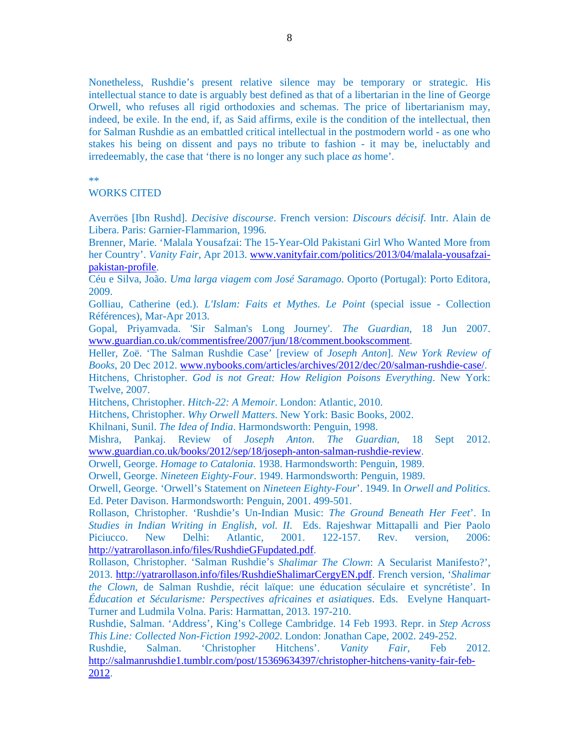Nonetheless, Rushdie's present relative silence may be temporary or strategic. His intellectual stance to date is arguably best defined as that of a libertarian in the line of George Orwell, who refuses all rigid orthodoxies and schemas. The price of libertarianism may, indeed, be exile. In the end, if, as Said affirms, exile is the condition of the intellectual, then for Salman Rushdie as an embattled critical intellectual in the postmodern world - as one who stakes his being on dissent and pays no tribute to fashion - it may be, ineluctably and irredeemably, the case that 'there is no longer any such place *as* home'.

**

WORKS CITED

Averröes [Ibn Rushd]. *Decisive discourse*. French version: *Discours décisif*. Intr. Alain de Libera. Paris: Garnier-Flammarion, 1996.

Brenner, Marie. 'Malala Yousafzai: The 15-Year-Old Pakistani Girl Who Wanted More from her Country'. *Vanity Fair*, Apr 2013. www.vanityfair.com/politics/2013/04/malala-yousafzai-pakistan-profile.

Céu e Silva, João. *Uma larga viagem com José Saramago*. Oporto (Portugal): Porto Editora, 2009.

Golliau, Catherine (ed.). *L'Islam: Faits et Mythes*. *Le Point* (special issue - Collection Références), Mar-Apr 2013.

Gopal, Priyamvada. 'Sir Salman's Long Journey'. *The Guardian*, 18 Jun 2007. www.guardian.co.uk/commentisfree/2007/jun/18/comment.bookscomment.

Heller, Zoë. 'The Salman Rushdie Case' [review of *Joseph Anton*]. *New York Review of Books*, 20 Dec 2012. www.nybooks.com/articles/archives/2012/dec/20/salman-rushdie-case/.

Hitchens, Christopher. *God is not Great: How Religion Poisons Everything*. New York: Twelve, 2007.

Hitchens, Christopher. *Hitch-22: A Memoir*. London: Atlantic, 2010.

Hitchens, Christopher. *Why Orwell Matters*. New York: Basic Books, 2002.

Khilnani, Sunil. *The Idea of India*. Harmondsworth: Penguin, 1998.

Mishra, Pankaj. Review of *Joseph Anton*. *The Guardian*, 18 Sept 2012. www.guardian.co.uk/books/2012/sep/18/joseph-anton-salman-rushdie-review.

Orwell, George. *Homage to Catalonia*. 1938. Harmondsworth: Penguin, 1989.

Orwell, George. *Nineteen Eighty-Four*. 1949. Harmondsworth: Penguin, 1989.

Orwell, George. 'Orwell's Statement on *Nineteen Eighty-Four*'. 1949. In *Orwell and Politics*. Ed. Peter Davison. Harmondsworth: Penguin, 2001. 499-501.

Rollason, Christopher. 'Rushdie's Un-Indian Music: *The Ground Beneath Her Feet*'. In *Studies in Indian Writing in English, vol. II*. Eds. Rajeshwar Mittapalli and Pier Paolo Piciucco. New Delhi: Atlantic, 2001. 122-157. Rev. version, 2006: http://yatrarollason.info/files/RushdieGFupdated.pdf.

Rollason, Christopher. 'Salman Rushdie's *Shalimar The Clown*: A Secularist Manifesto?', 2013. http://yatrarollason.info/files/RushdieShalimarCergyEN.pdf. French version, '*Shalimar the Clown*, de Salman Rushdie, récit laïque: une éducation séculaire et syncrétiste'. In *Éducation et Sécularisme: Perspectives africaines et asiatiques*. Eds. Evelyne Hanquart-Turner and Ludmila Volna. Paris: Harmattan, 2013. 197-210.

Rushdie, Salman. 'Address', King's College Cambridge. 14 Feb 1993. Repr. in *Step Across This Line: Collected Non-Fiction 1992-2002*. London: Jonathan Cape, 2002. 249-252.

Rushdie, Salman. 'Christopher Hitchens'. *Vanity Fair*, Feb 2012. http://salmanrushdie1.tumblr.com/post/15369634397/christopher-hitchens-vanity-fair-feb-2012.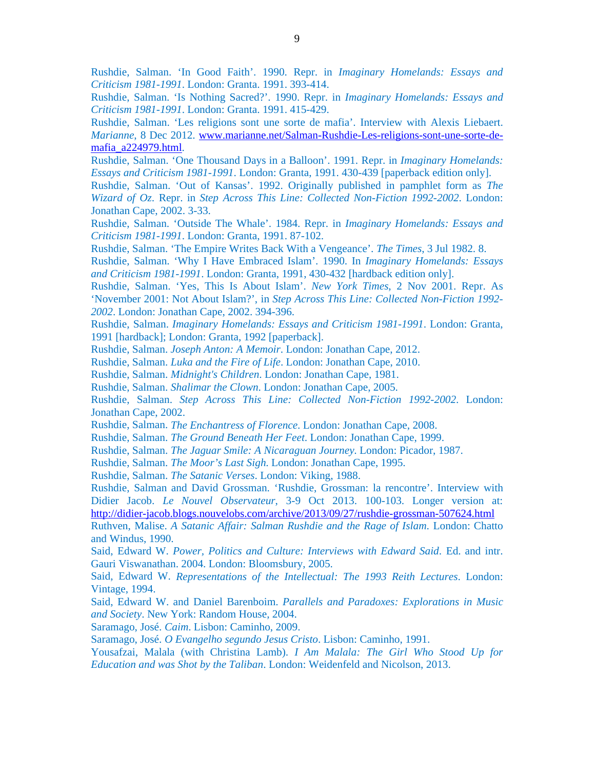Rushdie, Salman. 'In Good Faith'. 1990. Repr. in *Imaginary Homelands: Essays and Criticism 1981-1991*. London: Granta. 1991. 393-414.

Rushdie, Salman. 'Is Nothing Sacred?'. 1990. Repr. in *Imaginary Homelands: Essays and Criticism 1981-1991*. London: Granta. 1991. 415-429.

Rushdie, Salman. 'Les religions sont une sorte de mafia'. Interview with Alexis Liebaert. *Marianne*, 8 Dec 2012. www.marianne.net/Salman-Rushdie-Les-religions-sont-une-sorte-de-mafia_a224979.html.

Rushdie, Salman. 'One Thousand Days in a Balloon'. 1991. Repr. in *Imaginary Homelands: Essays and Criticism 1981-1991*. London: Granta, 1991. 430-439 [paperback edition only].

Rushdie, Salman. 'Out of Kansas'. 1992. Originally published in pamphlet form as *The Wizard of Oz*. Repr. in *Step Across This Line: Collected Non-Fiction 1992-2002*. London: Jonathan Cape, 2002. 3-33.

Rushdie, Salman. 'Outside The Whale'. 1984. Repr. in *Imaginary Homelands: Essays and Criticism 1981-1991*. London: Granta, 1991. 87-102.

Rushdie, Salman. 'The Empire Writes Back With a Vengeance'. *The Times*, 3 Jul 1982. 8.

Rushdie, Salman. 'Why I Have Embraced Islam'. 1990. In *Imaginary Homelands: Essays and Criticism 1981-1991*. London: Granta, 1991, 430-432 [hardback edition only].

Rushdie, Salman. 'Yes, This Is About Islam'. *New York Times*, 2 Nov 2001. Repr. As 'November 2001: Not About Islam?', in *Step Across This Line: Collected Non-Fiction 1992-2002*. London: Jonathan Cape, 2002. 394-396.

Rushdie, Salman. *Imaginary Homelands: Essays and Criticism 1981-1991*. London: Granta, 1991 [hardback]; London: Granta, 1992 [paperback].

Rushdie, Salman. *Joseph Anton: A Memoir*. London: Jonathan Cape, 2012.

Rushdie, Salman. *Luka and the Fire of Life*. London: Jonathan Cape, 2010.

Rushdie, Salman. *Midnight's Children*. London: Jonathan Cape, 1981.

Rushdie, Salman. *Shalimar the Clown*. London: Jonathan Cape, 2005.

Rushdie, Salman. *Step Across This Line: Collected Non-Fiction 1992-2002*. London: Jonathan Cape, 2002.

Rushdie, Salman. *The Enchantress of Florence*. London: Jonathan Cape, 2008.

Rushdie, Salman. *The Ground Beneath Her Feet*. London: Jonathan Cape, 1999.

Rushdie, Salman. *The Jaguar Smile: A Nicaraguan Journey*. London: Picador, 1987.

Rushdie, Salman. *The Moor's Last Sigh*. London: Jonathan Cape, 1995.

Rushdie, Salman. *The Satanic Verses*. London: Viking, 1988.

Rushdie, Salman and David Grossman. 'Rushdie, Grossman: la rencontre'. Interview with Didier Jacob. *Le Nouvel Observateur*, 3-9 Oct 2013. 100-103. Longer version at: http://didier-jacob.blogs.nouvelobs.com/archive/2013/09/27/rushdie-grossman-507624.html

Ruthven, Malise. *A Satanic Affair: Salman Rushdie and the Rage of Islam*. London: Chatto and Windus, 1990.

Said, Edward W. *Power, Politics and Culture: Interviews with Edward Said*. Ed. and intr. Gauri Viswanathan. 2004. London: Bloomsbury, 2005.

Said, Edward W. *Representations of the Intellectual: The 1993 Reith Lectures*. London: Vintage, 1994.

Said, Edward W. and Daniel Barenboim. *Parallels and Paradoxes: Explorations in Music and Society*. New York: Random House, 2004.

Saramago, José. *Caim*. Lisbon: Caminho, 2009.

Saramago, José. *O Evangelho segundo Jesus Cristo*. Lisbon: Caminho, 1991.

Yousafzai, Malala (with Christina Lamb). *I Am Malala: The Girl Who Stood Up for Education and was Shot by the Taliban*. London: Weidenfeld and Nicolson, 2013.